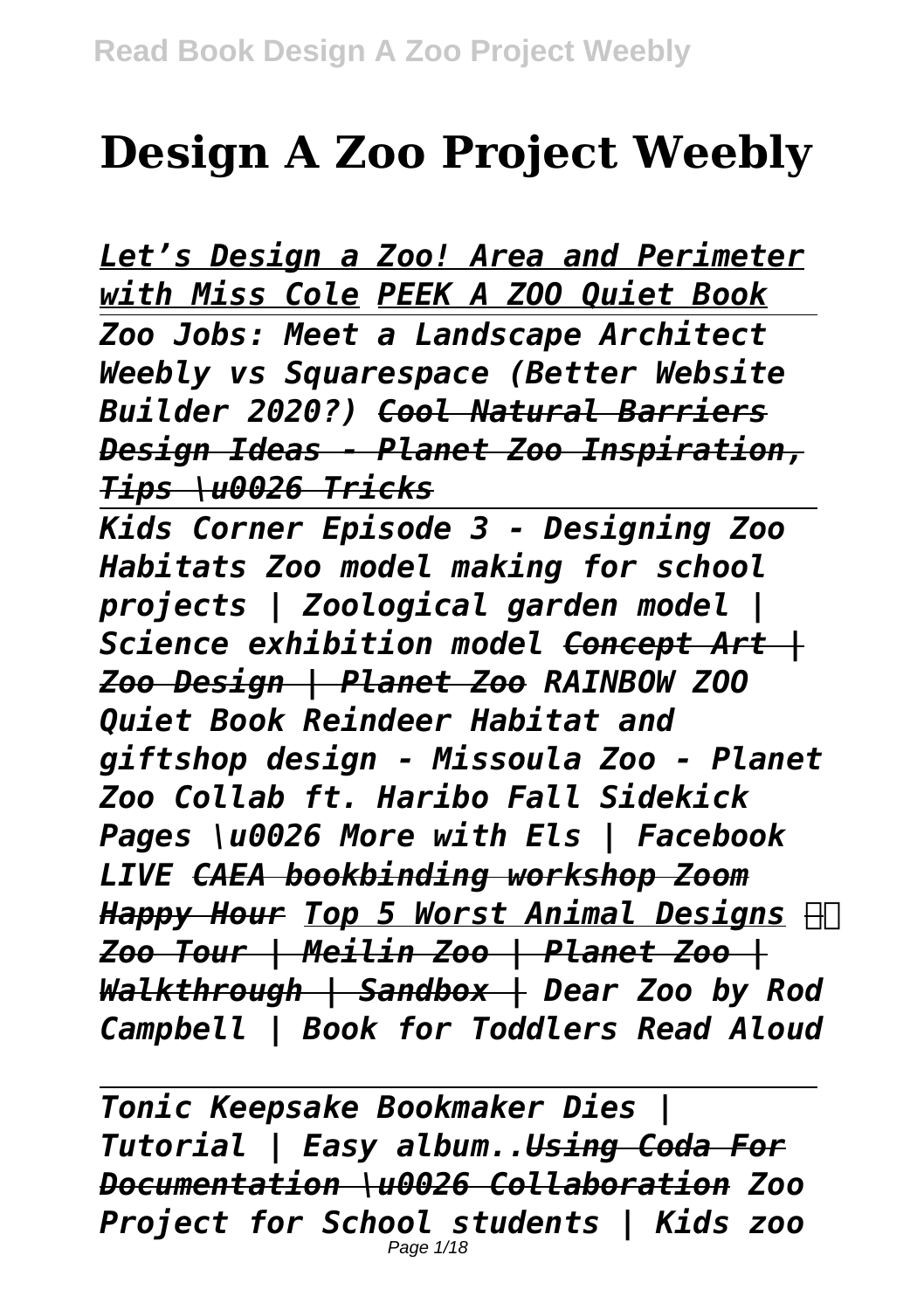# Design A Zoo Project Weebly

*Let's Design a Zoo! Area and Perimeter with Miss Cole PEEK A ZOO Quiet Book*

*Zoo Jobs: Meet a Landscape Architect Weebly vs Squarespace (Better Website Builder 2020?) Cool Natural Barriers Design Ideas - Planet Zoo Inspiration, Tips \u0026 Tricks*

*Kids Corner Episode 3 - Designing Zoo Habitats Zoo model making for school projects | Zoological garden model | Science exhibition model Concept Art | Zoo Design | Planet Zoo RAINBOW ZOO Quiet Book Reindeer Habitat and giftshop design - Missoula Zoo - Planet Zoo Collab ft. Haribo Fall Sidekick Pages \u0026 More with Els | Facebook LIVE CAEA bookbinding workshop Zoom Happy Hour Top 5 Worst Animal Designs Zoo Tour | Meilin Zoo | Planet Zoo | Walkthrough | Sandbox | Dear Zoo by Rod Campbell | Book for Toddlers Read Aloud*

*Tonic Keepsake Bookmaker Dies | Tutorial | Easy album..Using Coda For Documentation \u0026 Collaboration Zoo Project for School students | Kids zoo*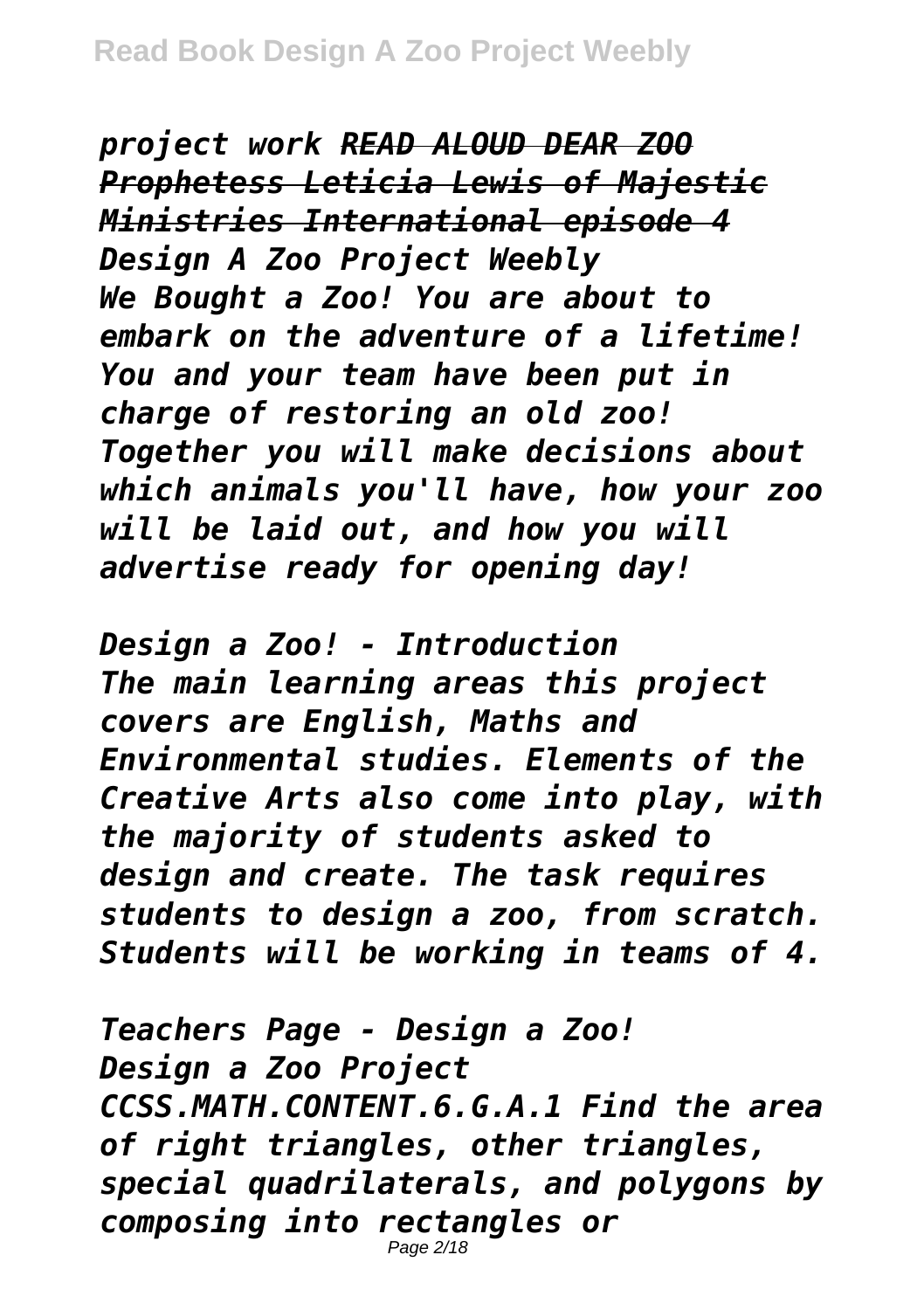*project work ~~READ ALOUD DEAR ZOO~~ ~~Prophetess Leticia Lewis of Majestic Ministries International episode 4~~*

*Design A Zoo Project Weebly*

*We Bought a Zoo! You are about to embark on the adventure of a lifetime! You and your team have been put in charge of restoring an old zoo! Together you will make decisions about which animals you'll have, how your zoo will be laid out, and how you will advertise ready for opening day!*

*Design a Zoo! - Introduction*

*The main learning areas this project covers are English, Maths and Environmental studies. Elements of the Creative Arts also come into play, with the majority of students asked to design and create. The task requires students to design a zoo, from scratch. Students will be working in teams of 4.*

*Teachers Page - Design a Zoo!*

*Design a Zoo Project*

*CCSS.MATH.CONTENT.6.G.A.1 Find the area of right triangles, other triangles, special quadrilaterals, and polygons by composing into rectangles or*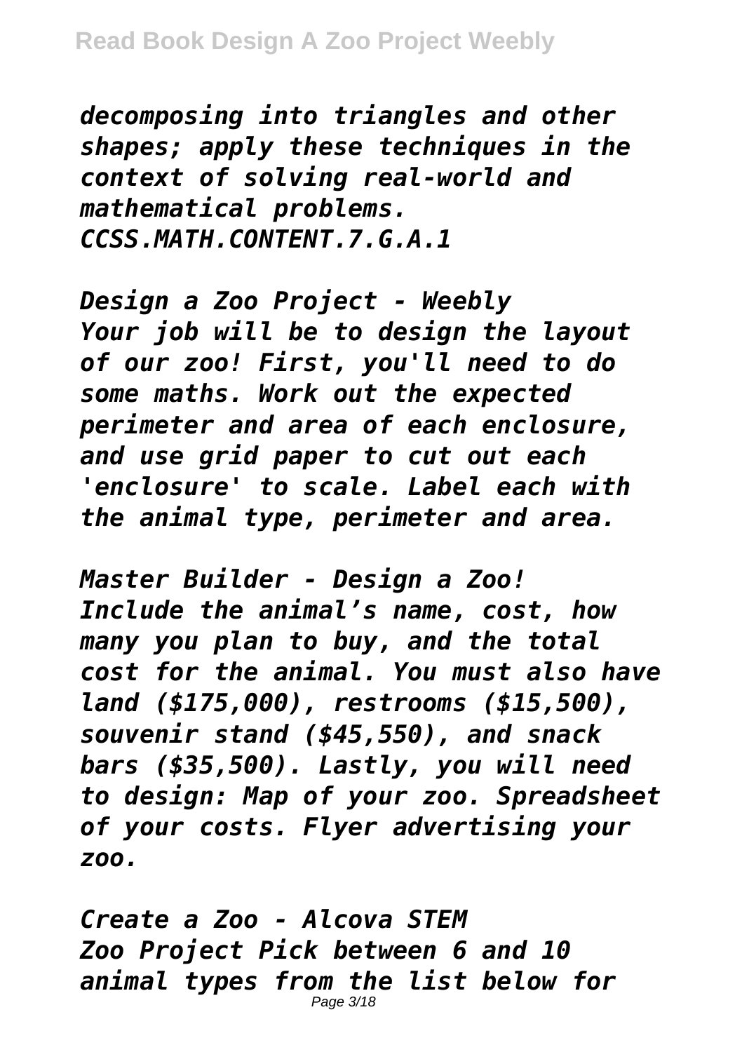*decomposing into triangles and other shapes; apply these techniques in the context of solving real-world and mathematical problems. CCSS.MATH.CONTENT.7.G.A.1*

*Design a Zoo Project - Weebly*
*Your job will be to design the layout of our zoo! First, you'll need to do some maths. Work out the expected perimeter and area of each enclosure, and use grid paper to cut out each 'enclosure' to scale. Label each with the animal type, perimeter and area.*

*Master Builder - Design a Zoo!*
*Include the animal's name, cost, how many you plan to buy, and the total cost for the animal. You must also have land ($175,000), restrooms ($15,500), souvenir stand ($45,550), and snack bars ($35,500). Lastly, you will need to design: Map of your zoo. Spreadsheet of your costs. Flyer advertising your zoo.*

*Create a Zoo - Alcova STEM*
*Zoo Project Pick between 6 and 10 animal types from the list below for*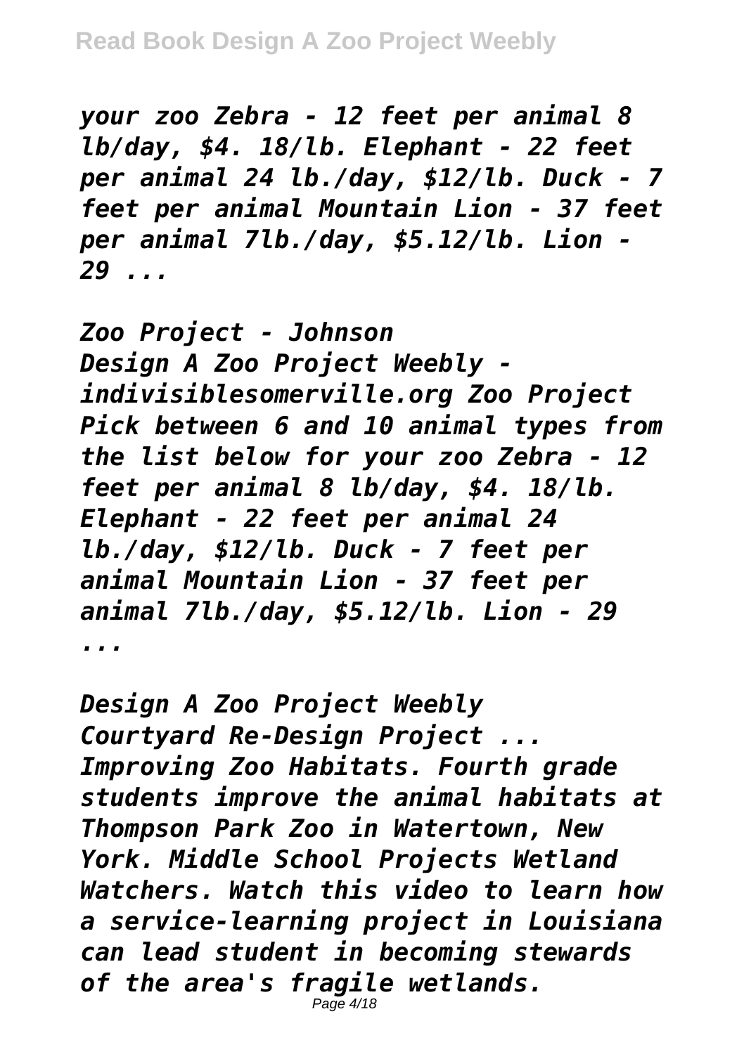*your zoo Zebra - 12 feet per animal 8 lb/day, $4. 18/lb. Elephant - 22 feet per animal 24 lb./day, $12/lb. Duck - 7 feet per animal Mountain Lion - 37 feet per animal 7lb./day, $5.12/lb. Lion - 29 ...*

*Zoo Project - Johnson*

*Design A Zoo Project Weebly - indivisiblesomerville.org Zoo Project Pick between 6 and 10 animal types from the list below for your zoo Zebra - 12 feet per animal 8 lb/day, $4. 18/lb. Elephant - 22 feet per animal 24 lb./day, $12/lb. Duck - 7 feet per animal Mountain Lion - 37 feet per animal 7lb./day, $5.12/lb. Lion - 29 ...*

*Design A Zoo Project Weebly*

*Courtyard Re-Design Project ... Improving Zoo Habitats. Fourth grade students improve the animal habitats at Thompson Park Zoo in Watertown, New York. Middle School Projects Wetland Watchers. Watch this video to learn how a service-learning project in Louisiana can lead student in becoming stewards of the area's fragile wetlands.*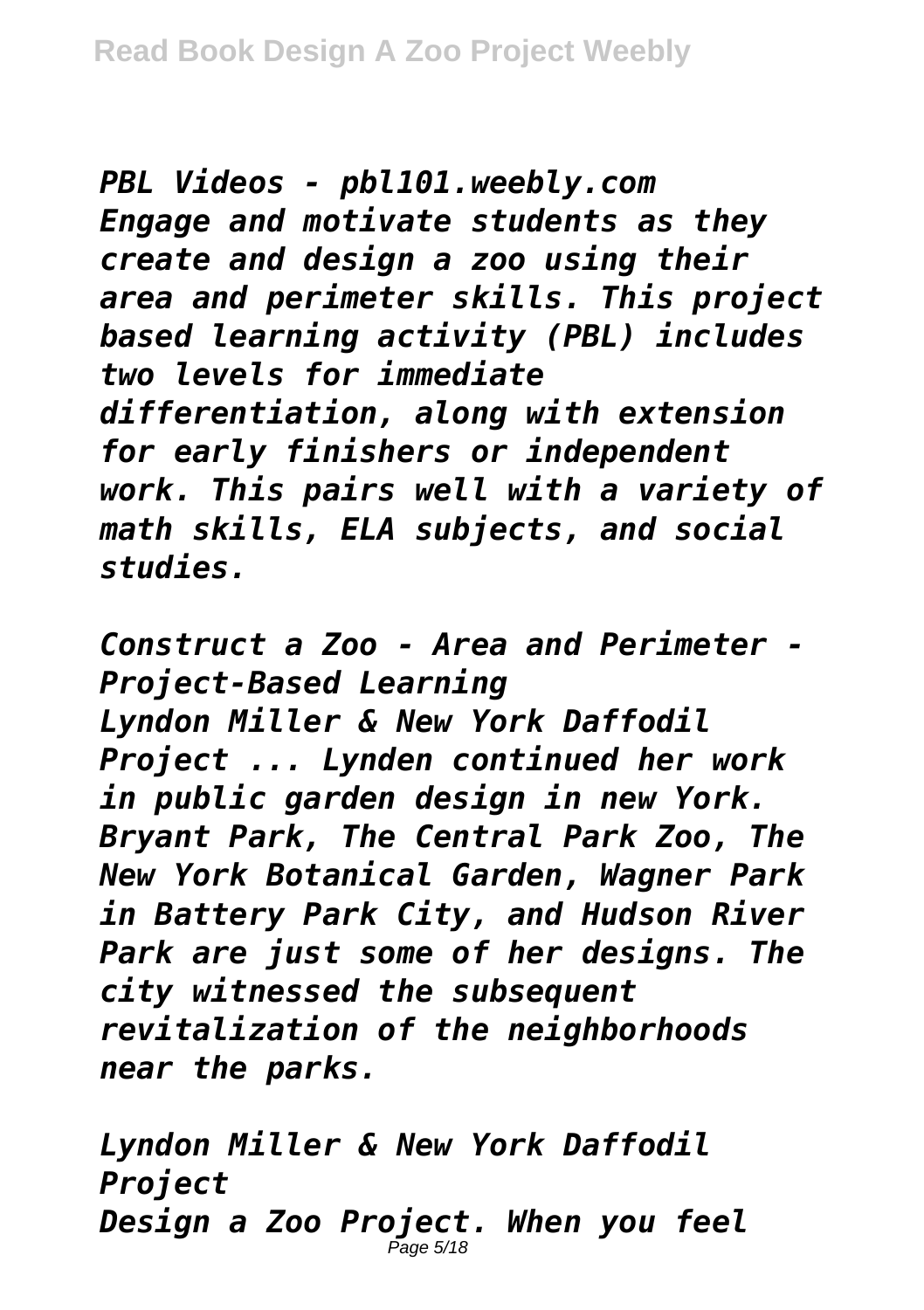*PBL Videos - pbl101.weebly.com*
*Engage and motivate students as they create and design a zoo using their area and perimeter skills. This project based learning activity (PBL) includes two levels for immediate differentiation, along with extension for early finishers or independent work. This pairs well with a variety of math skills, ELA subjects, and social studies.*

*Construct a Zoo - Area and Perimeter - Project-Based Learning*
*Lyndon Miller & New York Daffodil Project ... Lynden continued her work in public garden design in new York. Bryant Park, The Central Park Zoo, The New York Botanical Garden, Wagner Park in Battery Park City, and Hudson River Park are just some of her designs. The city witnessed the subsequent revitalization of the neighborhoods near the parks.*

*Lyndon Miller & New York Daffodil Project*
*Design a Zoo Project. When you feel*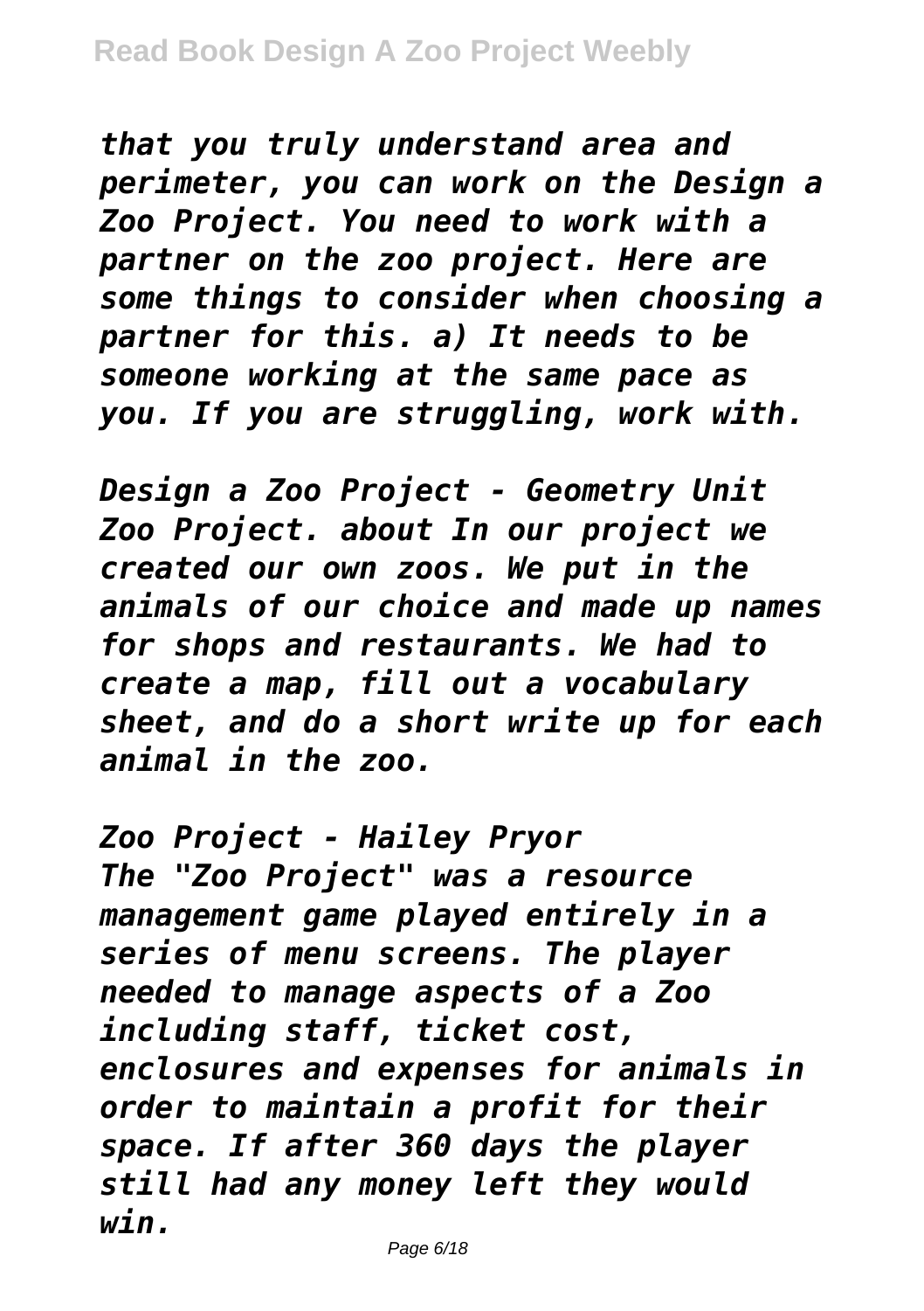*that you truly understand area and perimeter, you can work on the Design a Zoo Project. You need to work with a partner on the zoo project. Here are some things to consider when choosing a partner for this. a) It needs to be someone working at the same pace as you. If you are struggling, work with.*

*Design a Zoo Project - Geometry Unit Zoo Project. about In our project we created our own zoos. We put in the animals of our choice and made up names for shops and restaurants. We had to create a map, fill out a vocabulary sheet, and do a short write up for each animal in the zoo.*

*Zoo Project - Hailey Pryor The "Zoo Project" was a resource management game played entirely in a series of menu screens. The player needed to manage aspects of a Zoo including staff, ticket cost, enclosures and expenses for animals in order to maintain a profit for their space. If after 360 days the player still had any money left they would win.*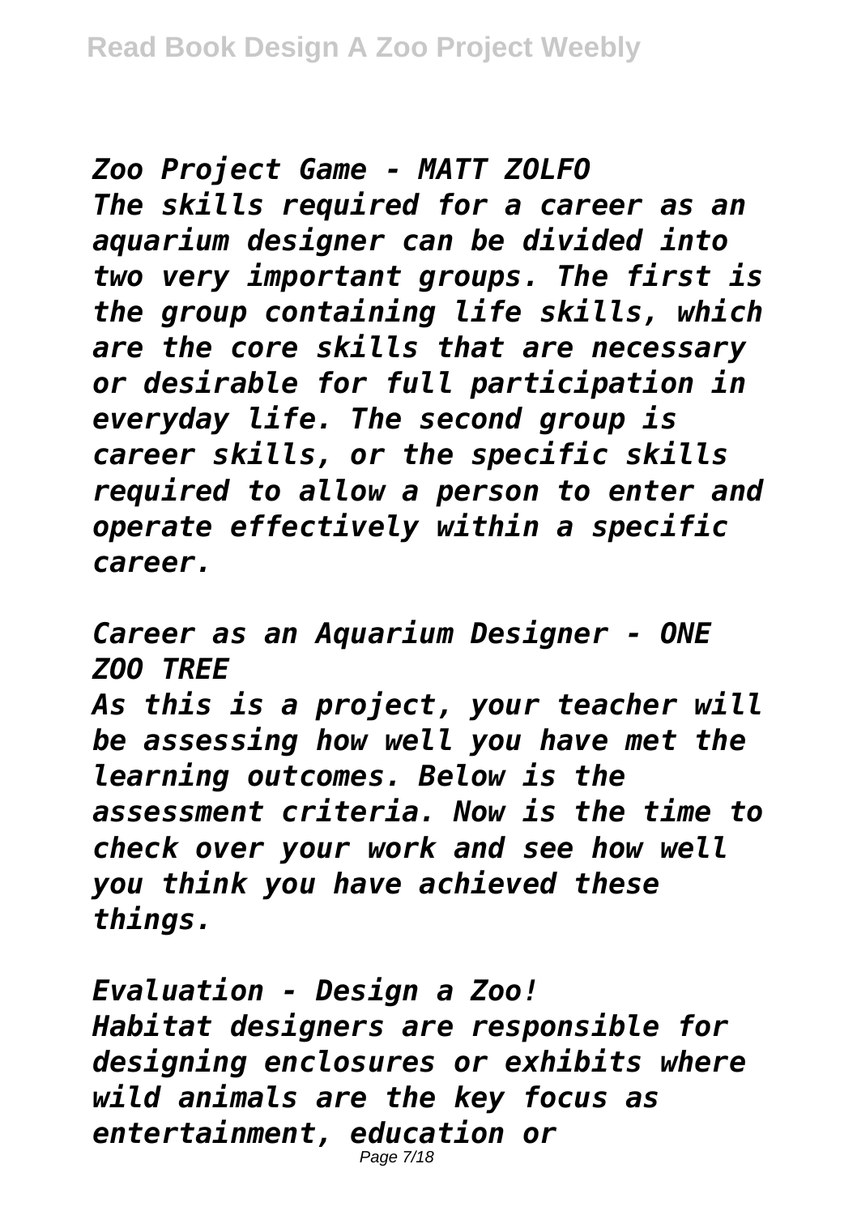*Zoo Project Game - MATT ZOLFO*

*The skills required for a career as an aquarium designer can be divided into two very important groups. The first is the group containing life skills, which are the core skills that are necessary or desirable for full participation in everyday life. The second group is career skills, or the specific skills required to allow a person to enter and operate effectively within a specific career.*

*Career as an Aquarium Designer - ONE ZOO TREE*

*As this is a project, your teacher will be assessing how well you have met the learning outcomes. Below is the assessment criteria. Now is the time to check over your work and see how well you think you have achieved these things.*

*Evaluation - Design a Zoo!*

*Habitat designers are responsible for designing enclosures or exhibits where wild animals are the key focus as entertainment, education or*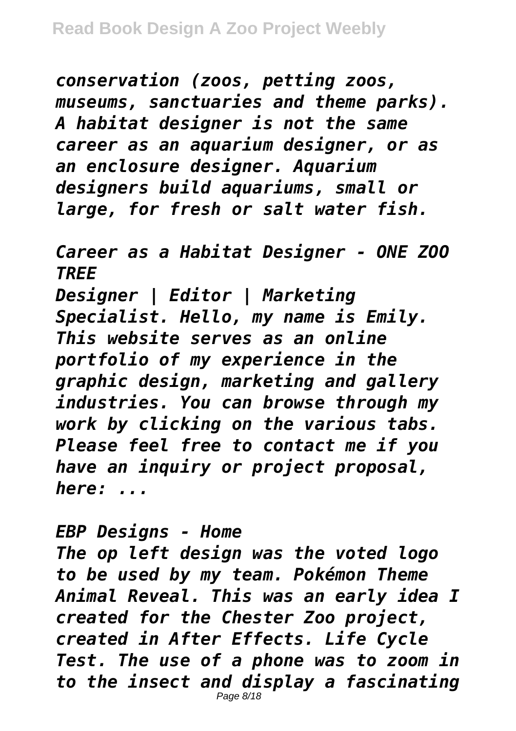*conservation (zoos, petting zoos, museums, sanctuaries and theme parks). A habitat designer is not the same career as an aquarium designer, or as an enclosure designer. Aquarium designers build aquariums, small or large, for fresh or salt water fish.*

*Career as a Habitat Designer - ONE ZOO TREE*

*Designer | Editor | Marketing Specialist. Hello, my name is Emily. This website serves as an online portfolio of my experience in the graphic design, marketing and gallery industries. You can browse through my work by clicking on the various tabs. Please feel free to contact me if you have an inquiry or project proposal, here: ...*

*EBP Designs - Home*

*The op left design was the voted logo to be used by my team. Pokémon Theme Animal Reveal. This was an early idea I created for the Chester Zoo project, created in After Effects. Life Cycle Test. The use of a phone was to zoom in to the insect and display a fascinating*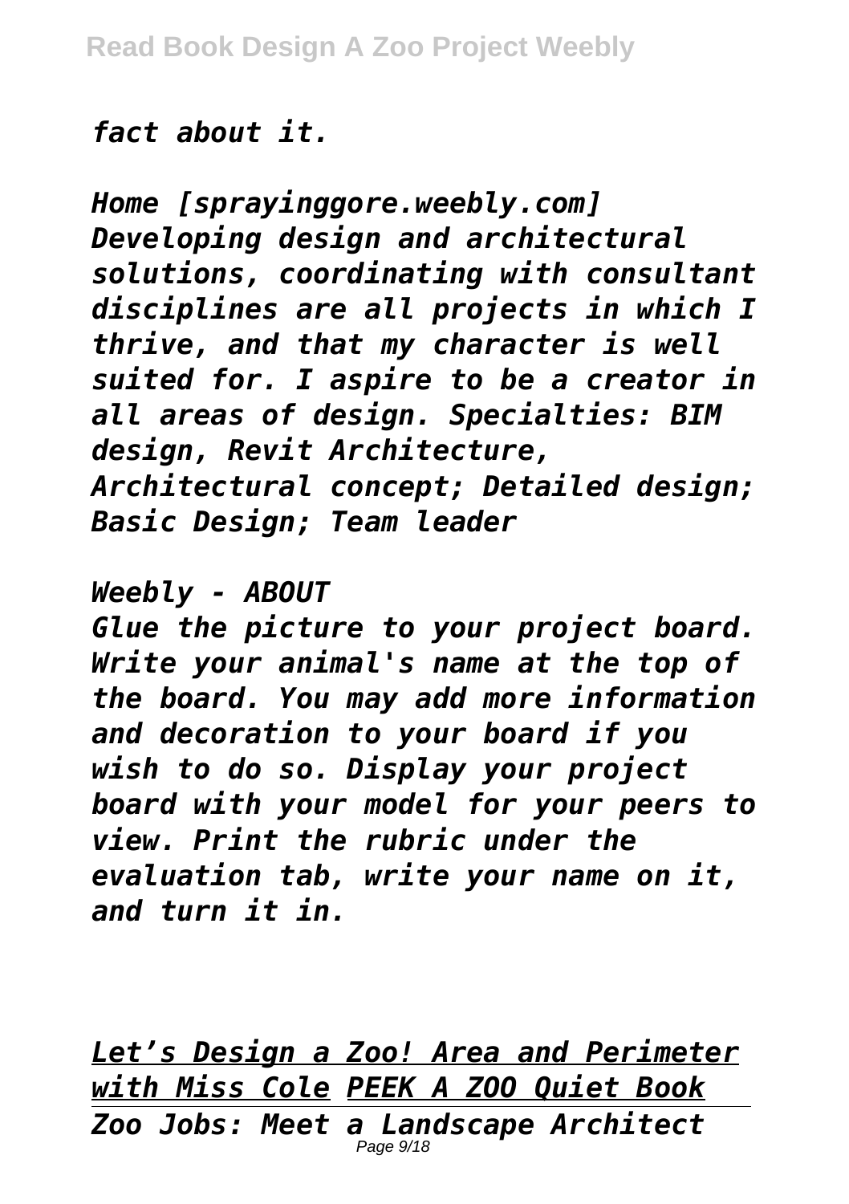*fact about it.*

*Home [sprayinggore.weebly.com]*
*Developing design and architectural solutions, coordinating with consultant disciplines are all projects in which I thrive, and that my character is well suited for. I aspire to be a creator in all areas of design. Specialties: BIM design, Revit Architecture, Architectural concept; Detailed design; Basic Design; Team leader*

*Weebly - ABOUT*
*Glue the picture to your project board. Write your animal's name at the top of the board. You may add more information and decoration to your board if you wish to do so. Display your project board with your model for your peers to view. Print the rubric under the evaluation tab, write your name on it, and turn it in.*

*Let's Design a Zoo! Area and Perimeter with Miss Cole* *PEEK A ZOO Quiet Book*
*Zoo Jobs: Meet a Landscape Architect*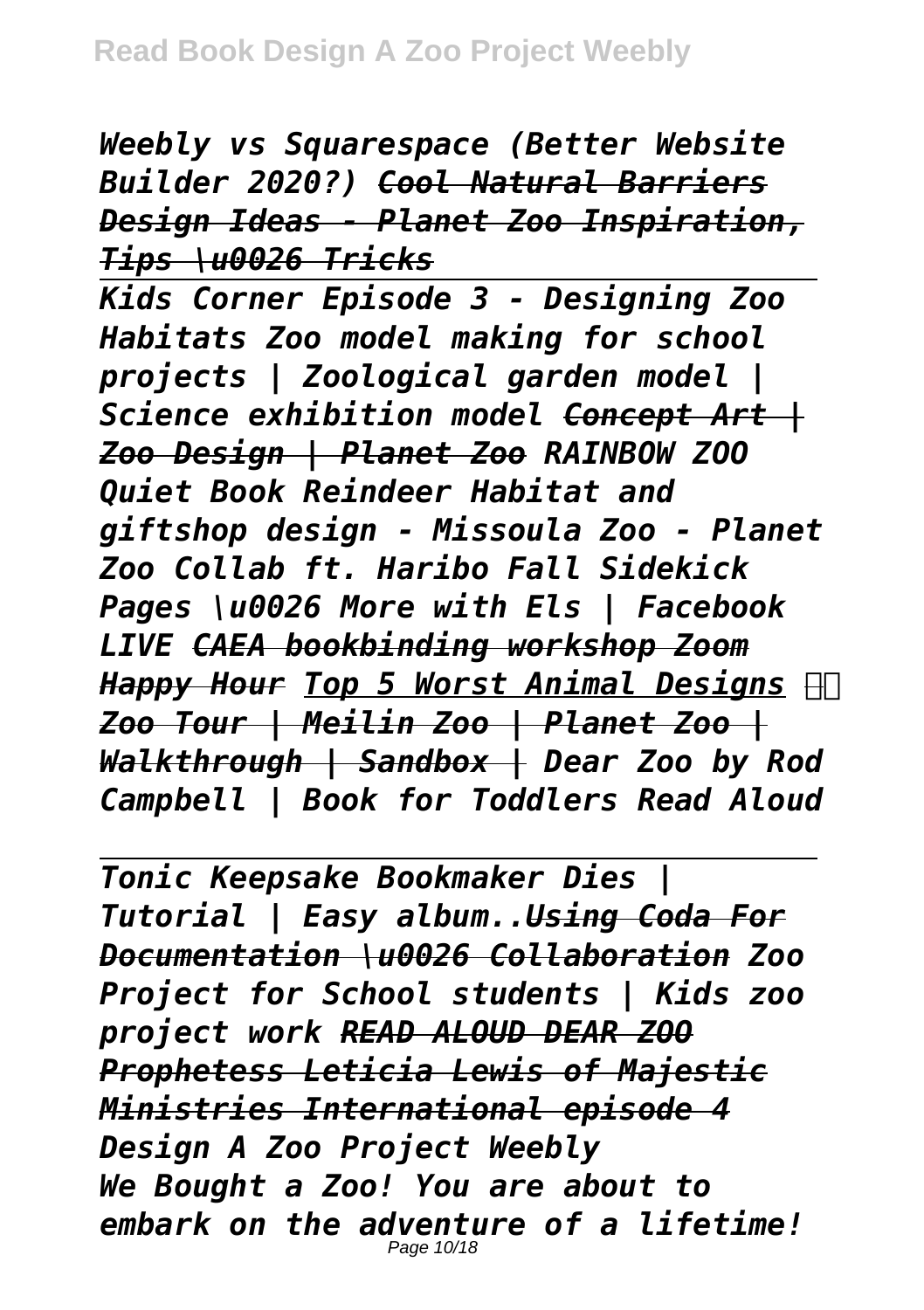*Weebly vs Squarespace (Better Website Builder 2020?) ~~Cool Natural Barriers Design Ideas - Planet Zoo Inspiration, Tips \u0026 Tricks~~*

---

*Kids Corner Episode 3 - Designing Zoo Habitats Zoo model making for school projects | Zoological garden model | Science exhibition model ~~Concept Art | Zoo Design | Planet Zoo~~ RAINBOW ZOO Quiet Book Reindeer Habitat and giftshop design - Missoula Zoo - Planet Zoo Collab ft. Haribo Fall Sidekick Pages \u0026 More with Els | Facebook LIVE ~~CAEA bookbinding workshop Zoom Happy Hour~~ Top 5 Worst Animal Designs ~~Zoo Tour | Meilin Zoo | Planet Zoo | Walkthrough | Sandbox |~~ Dear Zoo by Rod Campbell | Book for Toddlers Read Aloud*

---

*Tonic Keepsake Bookmaker Dies | Tutorial | Easy album..~~Using Coda For Documentation \u0026 Collaboration~~ Zoo Project for School students | Kids zoo project work ~~READ ALOUD DEAR ZOO~~ ~~Prophetess Leticia Lewis of Majestic Ministries International episode 4~~*

*Design A Zoo Project Weebly*

*We Bought a Zoo! You are about to embark on the adventure of a lifetime!*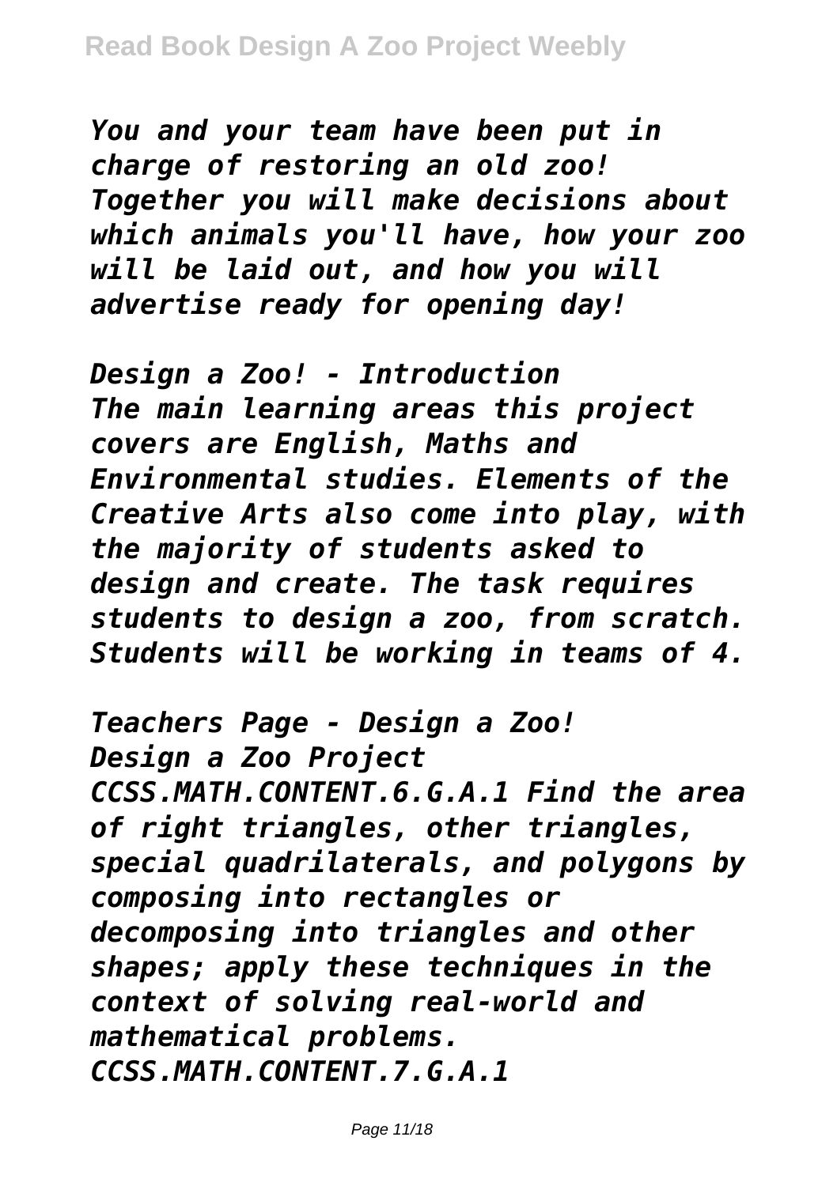*You and your team have been put in charge of restoring an old zoo! Together you will make decisions about which animals you'll have, how your zoo will be laid out, and how you will advertise ready for opening day!*

*Design a Zoo! - Introduction*
*The main learning areas this project covers are English, Maths and Environmental studies. Elements of the Creative Arts also come into play, with the majority of students asked to design and create. The task requires students to design a zoo, from scratch. Students will be working in teams of 4.*

*Teachers Page - Design a Zoo!*
*Design a Zoo Project*
*CCSS.MATH.CONTENT.6.G.A.1 Find the area of right triangles, other triangles, special quadrilaterals, and polygons by composing into rectangles or decomposing into triangles and other shapes; apply these techniques in the context of solving real-world and mathematical problems.*
*CCSS.MATH.CONTENT.7.G.A.1*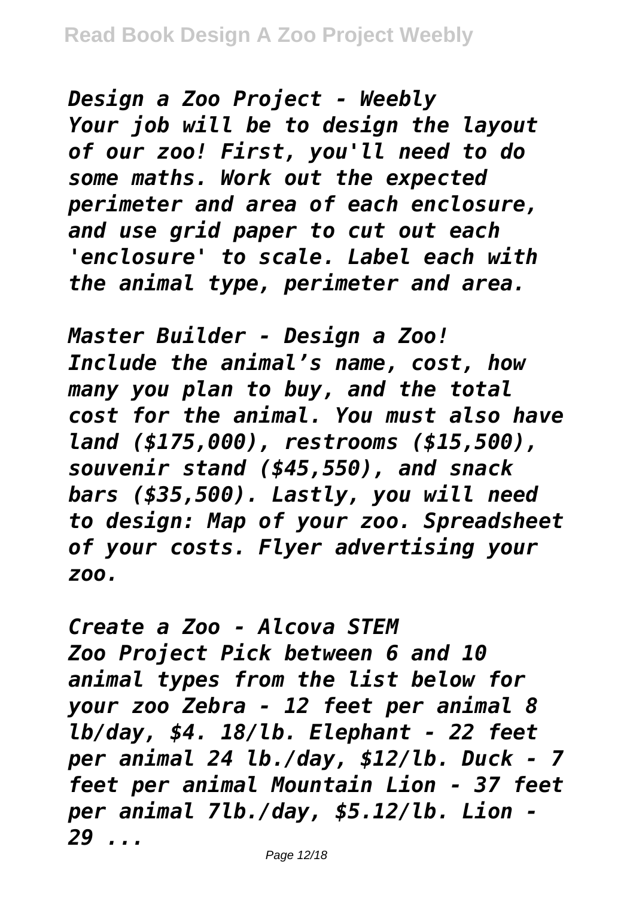*Design a Zoo Project - Weebly*
*Your job will be to design the layout of our zoo! First, you'll need to do some maths. Work out the expected perimeter and area of each enclosure, and use grid paper to cut out each 'enclosure' to scale. Label each with the animal type, perimeter and area.*

*Master Builder - Design a Zoo!*
*Include the animal's name, cost, how many you plan to buy, and the total cost for the animal. You must also have land ($175,000), restrooms ($15,500), souvenir stand ($45,550), and snack bars ($35,500). Lastly, you will need to design: Map of your zoo. Spreadsheet of your costs. Flyer advertising your zoo.*

*Create a Zoo - Alcova STEM*
*Zoo Project Pick between 6 and 10 animal types from the list below for your zoo Zebra - 12 feet per animal 8 lb/day, $4. 18/lb. Elephant - 22 feet per animal 24 lb./day, $12/lb. Duck - 7 feet per animal Mountain Lion - 37 feet per animal 7lb./day, $5.12/lb. Lion - 29 ...*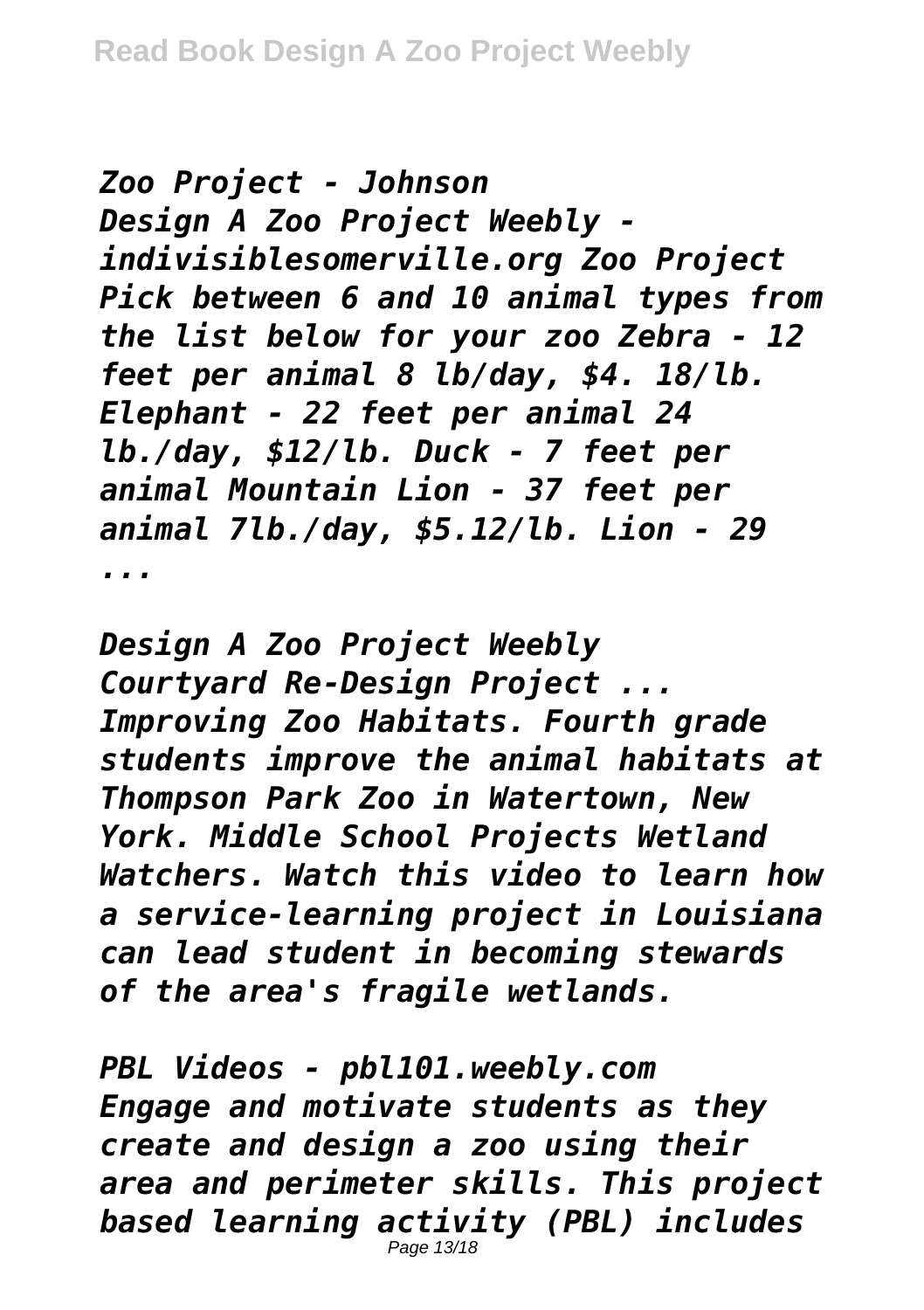*Zoo Project - Johnson*
*Design A Zoo Project Weebly - indivisiblesomerville.org Zoo Project Pick between 6 and 10 animal types from the list below for your zoo Zebra - 12 feet per animal 8 lb/day, $4. 18/lb. Elephant - 22 feet per animal 24 lb./day, $12/lb. Duck - 7 feet per animal Mountain Lion - 37 feet per animal 7lb./day, $5.12/lb. Lion - 29 ...*

*Design A Zoo Project Weebly*
*Courtyard Re-Design Project ... Improving Zoo Habitats. Fourth grade students improve the animal habitats at Thompson Park Zoo in Watertown, New York. Middle School Projects Wetland Watchers. Watch this video to learn how a service-learning project in Louisiana can lead student in becoming stewards of the area's fragile wetlands.*

*PBL Videos - pbl101.weebly.com*
*Engage and motivate students as they create and design a zoo using their area and perimeter skills. This project based learning activity (PBL) includes*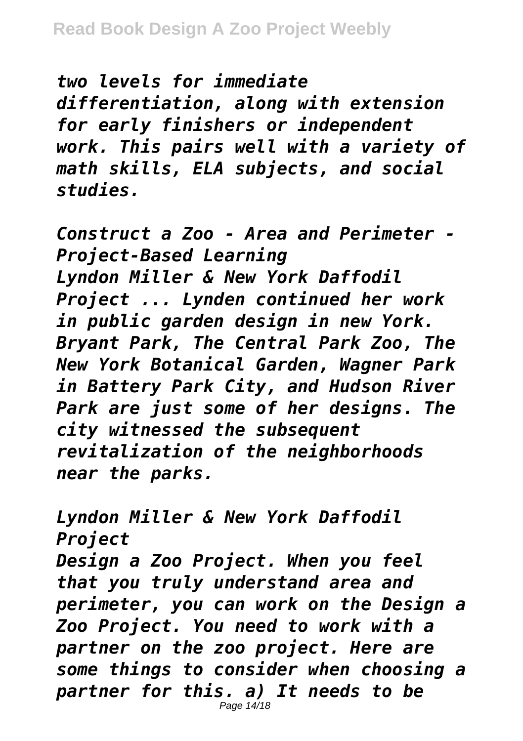*two levels for immediate differentiation, along with extension for early finishers or independent work. This pairs well with a variety of math skills, ELA subjects, and social studies.*

*Construct a Zoo - Area and Perimeter - Project-Based Learning*

*Lyndon Miller & New York Daffodil Project ... Lynden continued her work in public garden design in new York. Bryant Park, The Central Park Zoo, The New York Botanical Garden, Wagner Park in Battery Park City, and Hudson River Park are just some of her designs. The city witnessed the subsequent revitalization of the neighborhoods near the parks.*

*Lyndon Miller & New York Daffodil Project*

*Design a Zoo Project. When you feel that you truly understand area and perimeter, you can work on the Design a Zoo Project. You need to work with a partner on the zoo project. Here are some things to consider when choosing a partner for this. a) It needs to be*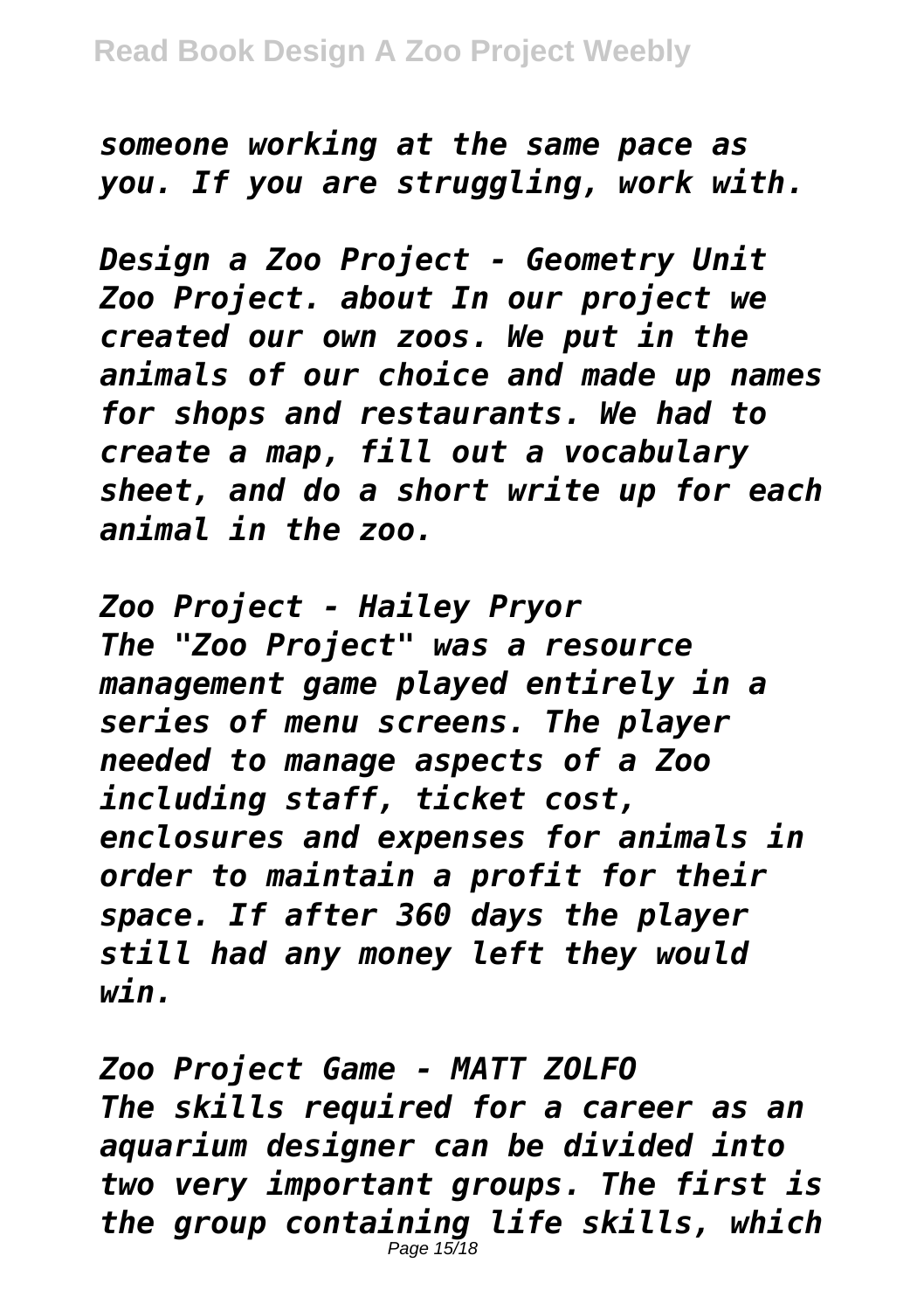*someone working at the same pace as you. If you are struggling, work with.*

*Design a Zoo Project - Geometry Unit Zoo Project. about In our project we created our own zoos. We put in the animals of our choice and made up names for shops and restaurants. We had to create a map, fill out a vocabulary sheet, and do a short write up for each animal in the zoo.*

*Zoo Project - Hailey Pryor The "Zoo Project" was a resource management game played entirely in a series of menu screens. The player needed to manage aspects of a Zoo including staff, ticket cost, enclosures and expenses for animals in order to maintain a profit for their space. If after 360 days the player still had any money left they would win.*

*Zoo Project Game - MATT ZOLFO The skills required for a career as an aquarium designer can be divided into two very important groups. The first is the group containing life skills, which*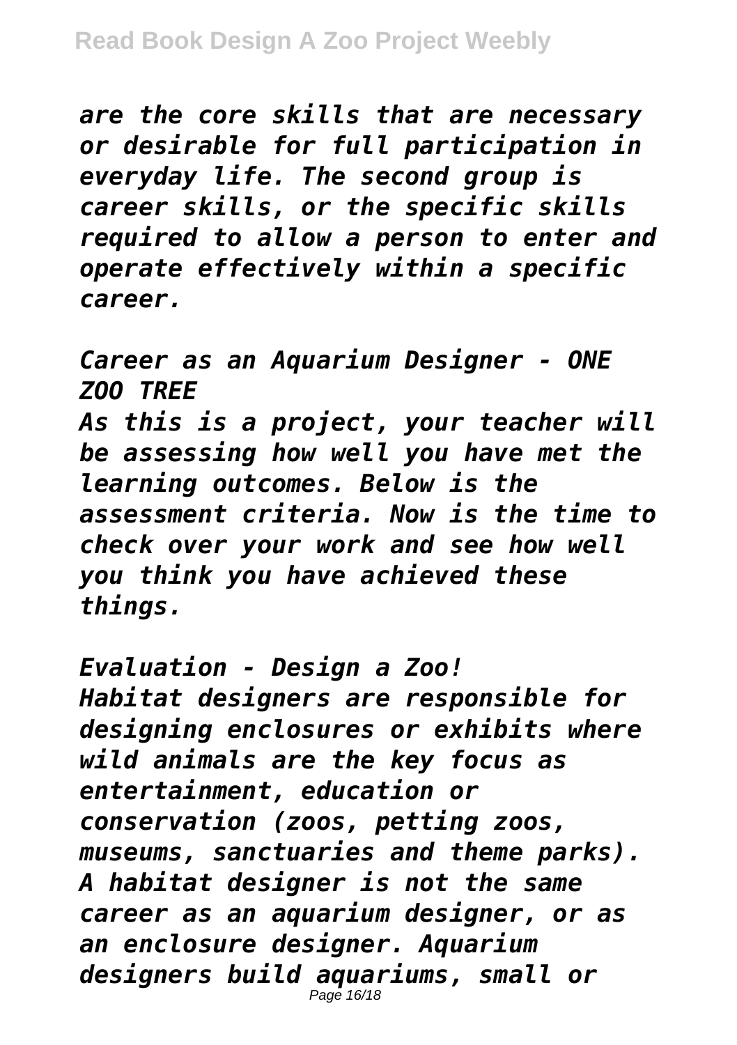*are the core skills that are necessary or desirable for full participation in everyday life. The second group is career skills, or the specific skills required to allow a person to enter and operate effectively within a specific career.*

*Career as an Aquarium Designer - ONE ZOO TREE*

*As this is a project, your teacher will be assessing how well you have met the learning outcomes. Below is the assessment criteria. Now is the time to check over your work and see how well you think you have achieved these things.*

*Evaluation - Design a Zoo!*

*Habitat designers are responsible for designing enclosures or exhibits where wild animals are the key focus as entertainment, education or conservation (zoos, petting zoos, museums, sanctuaries and theme parks). A habitat designer is not the same career as an aquarium designer, or as an enclosure designer. Aquarium designers build aquariums, small or*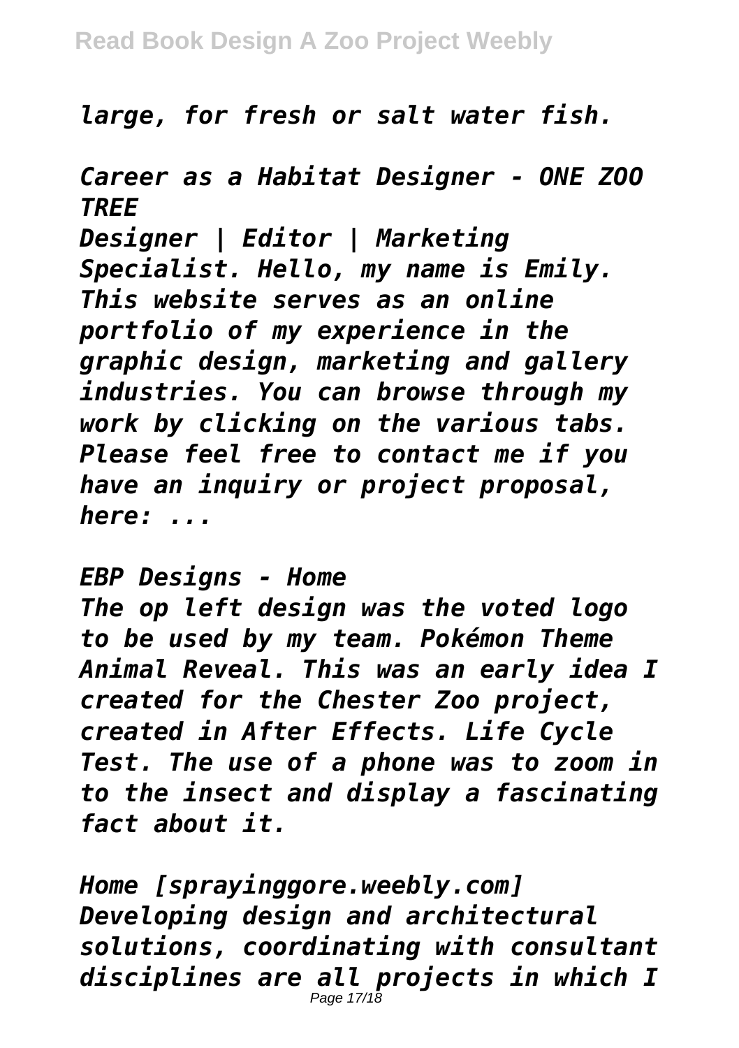*large, for fresh or salt water fish.*

*Career as a Habitat Designer - ONE ZOO TREE*

*Designer | Editor | Marketing Specialist. Hello, my name is Emily. This website serves as an online portfolio of my experience in the graphic design, marketing and gallery industries. You can browse through my work by clicking on the various tabs. Please feel free to contact me if you have an inquiry or project proposal, here: ...*

*EBP Designs - Home*

*The op left design was the voted logo to be used by my team. Pokémon Theme Animal Reveal. This was an early idea I created for the Chester Zoo project, created in After Effects. Life Cycle Test. The use of a phone was to zoom in to the insect and display a fascinating fact about it.*

*Home [sprayinggore.weebly.com]*

*Developing design and architectural solutions, coordinating with consultant disciplines are all projects in which I*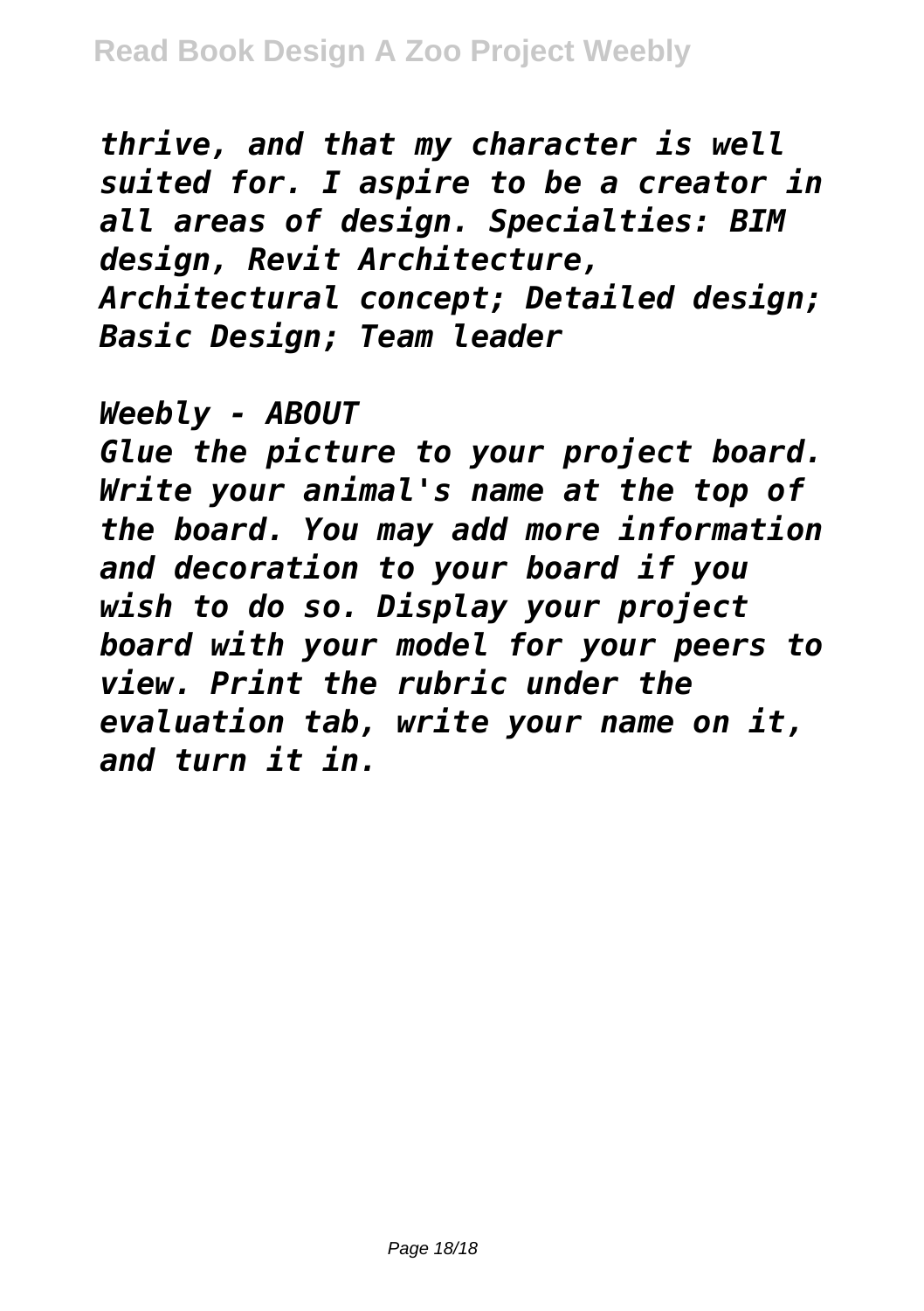*thrive, and that my character is well suited for. I aspire to be a creator in all areas of design. Specialties: BIM design, Revit Architecture, Architectural concept; Detailed design; Basic Design; Team leader*

*Weebly - ABOUT*

*Glue the picture to your project board. Write your animal's name at the top of the board. You may add more information and decoration to your board if you wish to do so. Display your project board with your model for your peers to view. Print the rubric under the evaluation tab, write your name on it, and turn it in.*